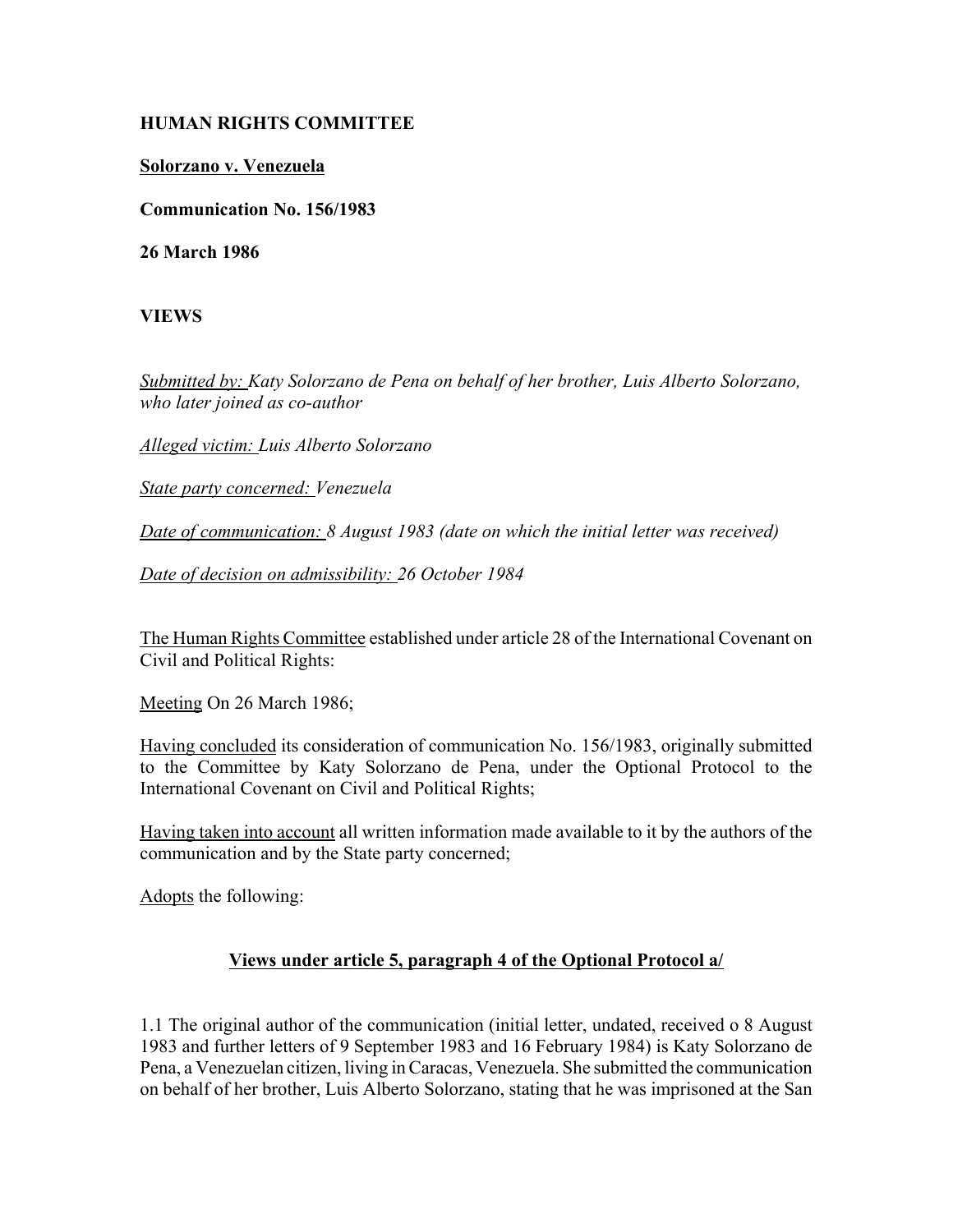**HUMAN RIGHTS COMMITTEE**

**Solorzano v. Venezuela**

**Communication No. 156/1983**

**26 March 1986**

**VIEWS**

*Submitted by: Katy Solorzano de Pena on behalf of her brother, Luis Alberto Solorzano, who later joined as co-author*

*Alleged victim: Luis Alberto Solorzano*

*State party concerned: Venezuela*

*Date of communication: 8 August 1983 (date on which the initial letter was received)*

*Date of decision on admissibility: 26 October 1984*

The Human Rights Committee established under article 28 of the International Covenant on Civil and Political Rights:

Meeting On 26 March 1986;

Having concluded its consideration of communication No. 156/1983, originally submitted to the Committee by Katy Solorzano de Pena, under the Optional Protocol to the International Covenant on Civil and Political Rights;

Having taken into account all written information made available to it by the authors of the communication and by the State party concerned;

Adopts the following:

**Views under article 5, paragraph 4 of the Optional Protocol a/**

1.1 The original author of the communication (initial letter, undated, received o 8 August 1983 and further letters of 9 September 1983 and 16 February 1984) is Katy Solorzano de Pena, a Venezuelan citizen, living in Caracas, Venezuela. She submitted the communication on behalf of her brother, Luis Alberto Solorzano, stating that he was imprisoned at the San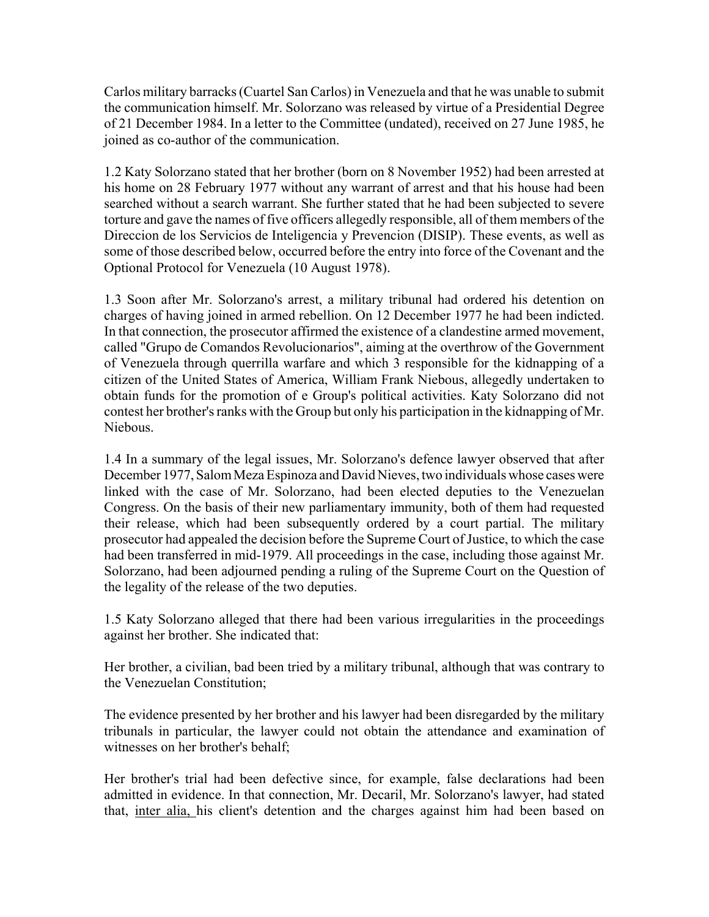Carlos military barracks (Cuartel San Carlos) in Venezuela and that he was unable to submit the communication himself. Mr. Solorzano was released by virtue of a Presidential Degree of 21 December 1984. In a letter to the Committee (undated), received on 27 June 1985, he joined as co-author of the communication.

1.2 Katy Solorzano stated that her brother (born on 8 November 1952) had been arrested at his home on 28 February 1977 without any warrant of arrest and that his house had been searched without a search warrant. She further stated that he had been subjected to severe torture and gave the names of five officers allegedly responsible, all of them members of the Direccion de los Servicios de Inteligencia y Prevencion (DISIP). These events, as well as some of those described below, occurred before the entry into force of the Covenant and the Optional Protocol for Venezuela (10 August 1978).

1.3 Soon after Mr. Solorzano's arrest, a military tribunal had ordered his detention on charges of having joined in armed rebellion. On 12 December 1977 he had been indicted. In that connection, the prosecutor affirmed the existence of a clandestine armed movement, called "Grupo de Comandos Revolucionarios", aiming at the overthrow of the Government of Venezuela through querrilla warfare and which 3 responsible for the kidnapping of a citizen of the United States of America, William Frank Niebous, allegedly undertaken to obtain funds for the promotion of e Group's political activities. Katy Solorzano did not contest her brother's ranks with the Group but only his participation in the kidnapping of Mr. Niebous.

1.4 In a summary of the legal issues, Mr. Solorzano's defence lawyer observed that after December 1977, Salom Meza Espinoza and David Nieves, two individuals whose cases were linked with the case of Mr. Solorzano, had been elected deputies to the Venezuelan Congress. On the basis of their new parliamentary immunity, both of them had requested their release, which had been subsequently ordered by a court partial. The military prosecutor had appealed the decision before the Supreme Court of Justice, to which the case had been transferred in mid-1979. All proceedings in the case, including those against Mr. Solorzano, had been adjourned pending a ruling of the Supreme Court on the Question of the legality of the release of the two deputies.

1.5 Katy Solorzano alleged that there had been various irregularities in the proceedings against her brother. She indicated that:

Her brother, a civilian, bad been tried by a military tribunal, although that was contrary to the Venezuelan Constitution;

The evidence presented by her brother and his lawyer had been disregarded by the military tribunals in particular, the lawyer could not obtain the attendance and examination of witnesses on her brother's behalf;

Her brother's trial had been defective since, for example, false declarations had been admitted in evidence. In that connection, Mr. Decaril, Mr. Solorzano's lawyer, had stated that, inter alia, his client's detention and the charges against him had been based on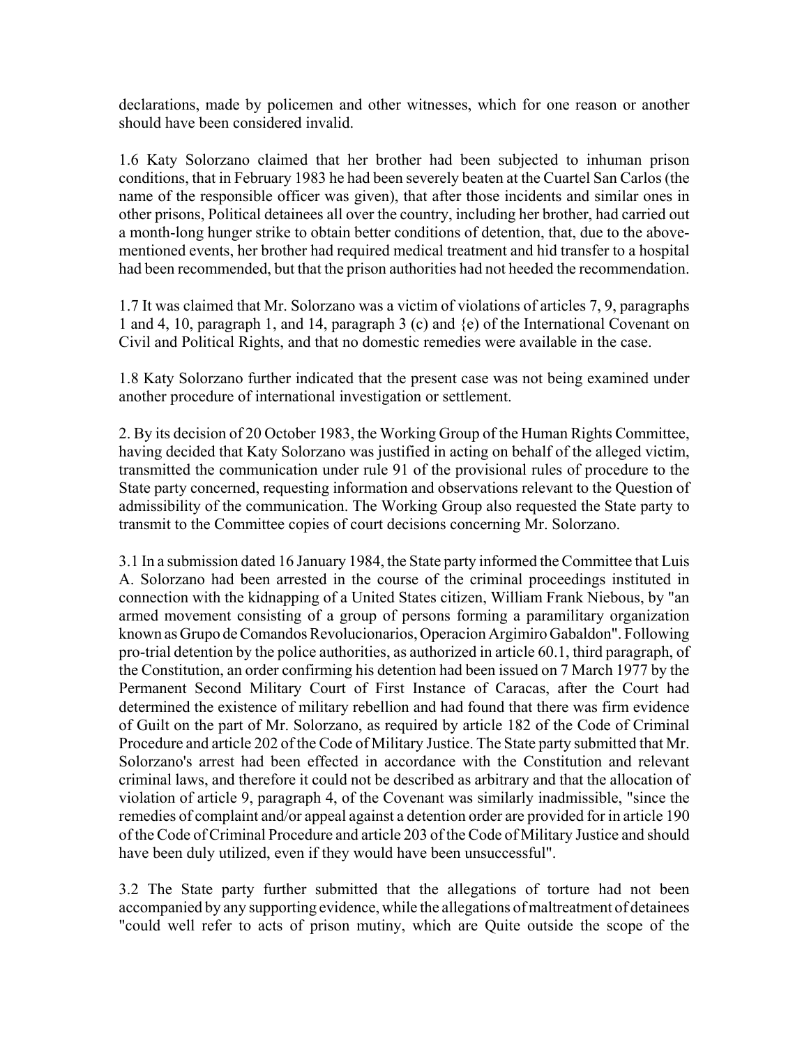declarations, made by policemen and other witnesses, which for one reason or another should have been considered invalid.

1.6 Katy Solorzano claimed that her brother had been subjected to inhuman prison conditions, that in February 1983 he had been severely beaten at the Cuartel San Carlos (the name of the responsible officer was given), that after those incidents and similar ones in other prisons, Political detainees all over the country, including her brother, had carried out a month-long hunger strike to obtain better conditions of detention, that, due to the above-mentioned events, her brother had required medical treatment and hid transfer to a hospital had been recommended, but that the prison authorities had not heeded the recommendation.

1.7 It was claimed that Mr. Solorzano was a victim of violations of articles 7, 9, paragraphs 1 and 4, 10, paragraph 1, and 14, paragraph 3 (c) and {e) of the International Covenant on Civil and Political Rights, and that no domestic remedies were available in the case.

1.8 Katy Solorzano further indicated that the present case was not being examined under another procedure of international investigation or settlement.

2. By its decision of 20 October 1983, the Working Group of the Human Rights Committee, having decided that Katy Solorzano was justified in acting on behalf of the alleged victim, transmitted the communication under rule 91 of the provisional rules of procedure to the State party concerned, requesting information and observations relevant to the Question of admissibility of the communication. The Working Group also requested the State party to transmit to the Committee copies of court decisions concerning Mr. Solorzano.

3.1 In a submission dated 16 January 1984, the State party informed the Committee that Luis A. Solorzano had been arrested in the course of the criminal proceedings instituted in connection with the kidnapping of a United States citizen, William Frank Niebous, by "an armed movement consisting of a group of persons forming a paramilitary organization known as Grupo de Comandos Revolucionarios, Operacion Argimiro Gabaldon". Following pro-trial detention by the police authorities, as authorized in article 60.1, third paragraph, of the Constitution, an order confirming his detention had been issued on 7 March 1977 by the Permanent Second Military Court of First Instance of Caracas, after the Court had determined the existence of military rebellion and had found that there was firm evidence of Guilt on the part of Mr. Solorzano, as required by article 182 of the Code of Criminal Procedure and article 202 of the Code of Military Justice. The State party submitted that Mr. Solorzano's arrest had been effected in accordance with the Constitution and relevant criminal laws, and therefore it could not be described as arbitrary and that the allocation of violation of article 9, paragraph 4, of the Covenant was similarly inadmissible, "since the remedies of complaint and/or appeal against a detention order are provided for in article 190 of the Code of Criminal Procedure and article 203 of the Code of Military Justice and should have been duly utilized, even if they would have been unsuccessful".

3.2 The State party further submitted that the allegations of torture had not been accompanied by any supporting evidence, while the allegations of maltreatment of detainees "could well refer to acts of prison mutiny, which are Quite outside the scope of the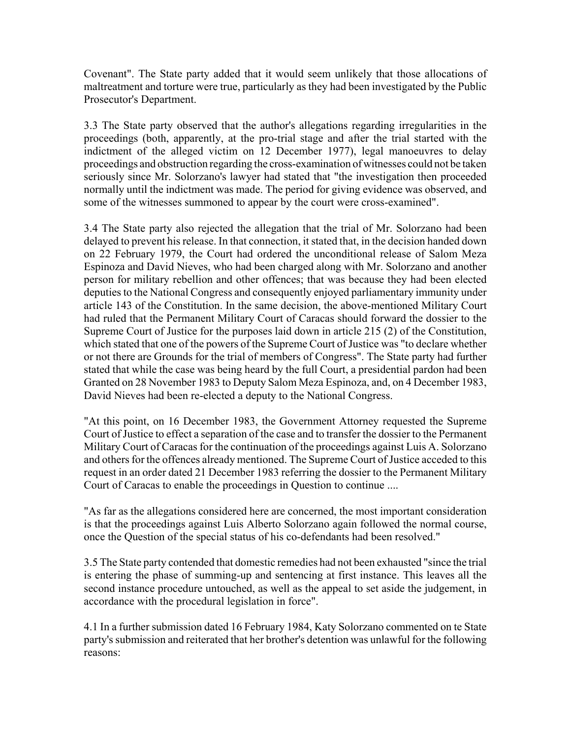Covenant". The State party added that it would seem unlikely that those allocations of maltreatment and torture were true, particularly as they had been investigated by the Public Prosecutor's Department.

3.3 The State party observed that the author's allegations regarding irregularities in the proceedings (both, apparently, at the pro-trial stage and after the trial started with the indictment of the alleged victim on 12 December 1977), legal manoeuvres to delay proceedings and obstruction regarding the cross-examination of witnesses could not be taken seriously since Mr. Solorzano's lawyer had stated that "the investigation then proceeded normally until the indictment was made. The period for giving evidence was observed, and some of the witnesses summoned to appear by the court were cross-examined".

3.4 The State party also rejected the allegation that the trial of Mr. Solorzano had been delayed to prevent his release. In that connection, it stated that, in the decision handed down on 22 February 1979, the Court had ordered the unconditional release of Salom Meza Espinoza and David Nieves, who had been charged along with Mr. Solorzano and another person for military rebellion and other offences; that was because they had been elected deputies to the National Congress and consequently enjoyed parliamentary immunity under article 143 of the Constitution. In the same decision, the above-mentioned Military Court had ruled that the Permanent Military Court of Caracas should forward the dossier to the Supreme Court of Justice for the purposes laid down in article 215 (2) of the Constitution, which stated that one of the powers of the Supreme Court of Justice was "to declare whether or not there are Grounds for the trial of members of Congress". The State party had further stated that while the case was being heard by the full Court, a presidential pardon had been Granted on 28 November 1983 to Deputy Salom Meza Espinoza, and, on 4 December 1983, David Nieves had been re-elected a deputy to the National Congress.

"At this point, on 16 December 1983, the Government Attorney requested the Supreme Court of Justice to effect a separation of the case and to transfer the dossier to the Permanent Military Court of Caracas for the continuation of the proceedings against Luis A. Solorzano and others for the offences already mentioned. The Supreme Court of Justice acceded to this request in an order dated 21 December 1983 referring the dossier to the Permanent Military Court of Caracas to enable the proceedings in Question to continue ....

"As far as the allegations considered here are concerned, the most important consideration is that the proceedings against Luis Alberto Solorzano again followed the normal course, once the Question of the special status of his co-defendants had been resolved."

3.5 The State party contended that domestic remedies had not been exhausted "since the trial is entering the phase of summing-up and sentencing at first instance. This leaves all the second instance procedure untouched, as well as the appeal to set aside the judgement, in accordance with the procedural legislation in force".

4.1 In a further submission dated 16 February 1984, Katy Solorzano commented on te State party's submission and reiterated that her brother's detention was unlawful for the following reasons: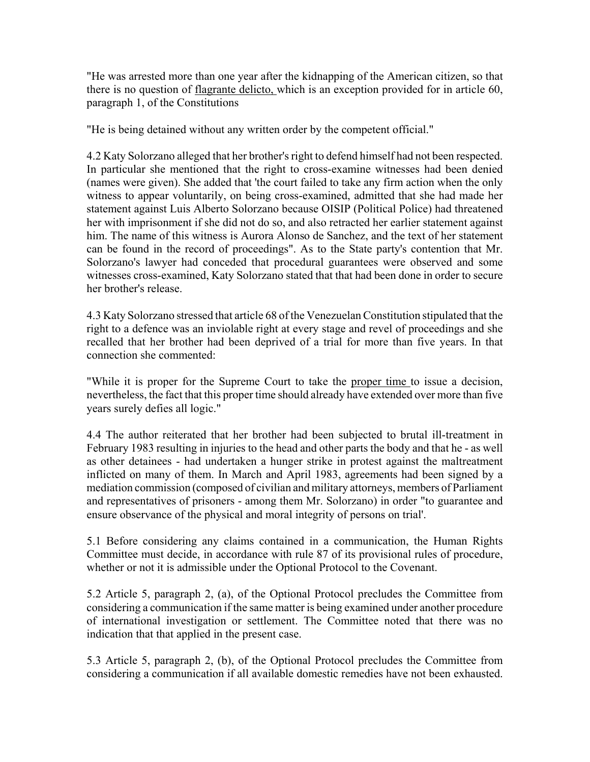"He was arrested more than one year after the kidnapping of the American citizen, so that there is no question of flagrante delicto, which is an exception provided for in article 60, paragraph 1, of the Constitutions

"He is being detained without any written order by the competent official."

4.2 Katy Solorzano alleged that her brother's right to defend himself had not been respected. In particular she mentioned that the right to cross-examine witnesses had been denied (names were given). She added that 'the court failed to take any firm action when the only witness to appear voluntarily, on being cross-examined, admitted that she had made her statement against Luis Alberto Solorzano because OISIP (Political Police) had threatened her with imprisonment if she did not do so, and also retracted her earlier statement against him. The name of this witness is Aurora Alonso de Sanchez, and the text of her statement can be found in the record of proceedings". As to the State party's contention that Mr. Solorzano's lawyer had conceded that procedural guarantees were observed and some witnesses cross-examined, Katy Solorzano stated that that had been done in order to secure her brother's release.

4.3 Katy Solorzano stressed that article 68 of the Venezuelan Constitution stipulated that the right to a defence was an inviolable right at every stage and revel of proceedings and she recalled that her brother had been deprived of a trial for more than five years. In that connection she commented:

"While it is proper for the Supreme Court to take the proper time to issue a decision, nevertheless, the fact that this proper time should already have extended over more than five years surely defies all logic."

4.4 The author reiterated that her brother had been subjected to brutal ill-treatment in February 1983 resulting in injuries to the head and other parts the body and that he - as well as other detainees - had undertaken a hunger strike in protest against the maltreatment inflicted on many of them. In March and April 1983, agreements had been signed by a mediation commission (composed of civilian and military attorneys, members of Parliament and representatives of prisoners - among them Mr. Solorzano) in order "to guarantee and ensure observance of the physical and moral integrity of persons on trial'.

5.1 Before considering any claims contained in a communication, the Human Rights Committee must decide, in accordance with rule 87 of its provisional rules of procedure, whether or not it is admissible under the Optional Protocol to the Covenant.

5.2 Article 5, paragraph 2, (a), of the Optional Protocol precludes the Committee from considering a communication if the same matter is being examined under another procedure of international investigation or settlement. The Committee noted that there was no indication that that applied in the present case.

5.3 Article 5, paragraph 2, (b), of the Optional Protocol precludes the Committee from considering a communication if all available domestic remedies have not been exhausted.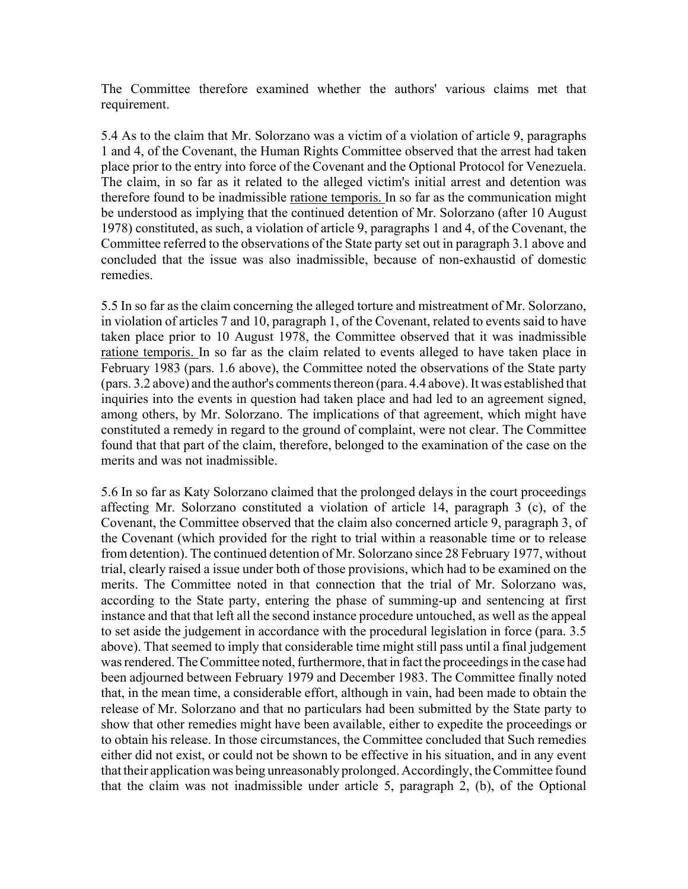The Committee therefore examined whether the authors' various claims met that requirement.

5.4 As to the claim that Mr. Solorzano was a victim of a violation of article 9, paragraphs 1 and 4, of the Covenant, the Human Rights Committee observed that the arrest had taken place prior to the entry into force of the Covenant and the Optional Protocol for Venezuela. The claim, in so far as it related to the alleged victim's initial arrest and detention was therefore found to be inadmissible ratione temporis. In so far as the communication might be understood as implying that the continued detention of Mr. Solorzano (after 10 August 1978) constituted, as such, a violation of article 9, paragraphs 1 and 4, of the Covenant, the Committee referred to the observations of the State party set out in paragraph 3.1 above and concluded that the issue was also inadmissible, because of non-exhaustid of domestic remedies.

5.5 In so far as the claim concerning the alleged torture and mistreatment of Mr. Solorzano, in violation of articles 7 and 10, paragraph 1, of the Covenant, related to events said to have taken place prior to 10 August 1978, the Committee observed that it was inadmissible ratione temporis. In so far as the claim related to events alleged to have taken place in February 1983 (pars. 1.6 above), the Committee noted the observations of the State party (pars. 3.2 above) and the author's comments thereon (para. 4.4 above). It was established that inquiries into the events in question had taken place and had led to an agreement signed, among others, by Mr. Solorzano. The implications of that agreement, which might have constituted a remedy in regard to the ground of complaint, were not clear. The Committee found that that part of the claim, therefore, belonged to the examination of the case on the merits and was not inadmissible.

5.6 In so far as Katy Solorzano claimed that the prolonged delays in the court proceedings affecting Mr. Solorzano constituted a violation of article 14, paragraph 3 (c), of the Covenant, the Committee observed that the claim also concerned article 9, paragraph 3, of the Covenant (which provided for the right to trial within a reasonable time or to release from detention). The continued detention of Mr. Solorzano since 28 February 1977, without trial, clearly raised a issue under both of those provisions, which had to be examined on the merits. The Committee noted in that connection that the trial of Mr. Solorzano was, according to the State party, entering the phase of summing-up and sentencing at first instance and that that left all the second instance procedure untouched, as well as the appeal to set aside the judgement in accordance with the procedural legislation in force (para. 3.5 above). That seemed to imply that considerable time might still pass until a final judgement was rendered. The Committee noted, furthermore, that in fact the proceedings in the case had been adjourned between February 1979 and December 1983. The Committee finally noted that, in the mean time, a considerable effort, although in vain, had been made to obtain the release of Mr. Solorzano and that no particulars had been submitted by the State party to show that other remedies might have been available, either to expedite the proceedings or to obtain his release. In those circumstances, the Committee concluded that Such remedies either did not exist, or could not be shown to be effective in his situation, and in any event that their application was being unreasonably prolonged. Accordingly, the Committee found that the claim was not inadmissible under article 5, paragraph 2, (b), of the Optional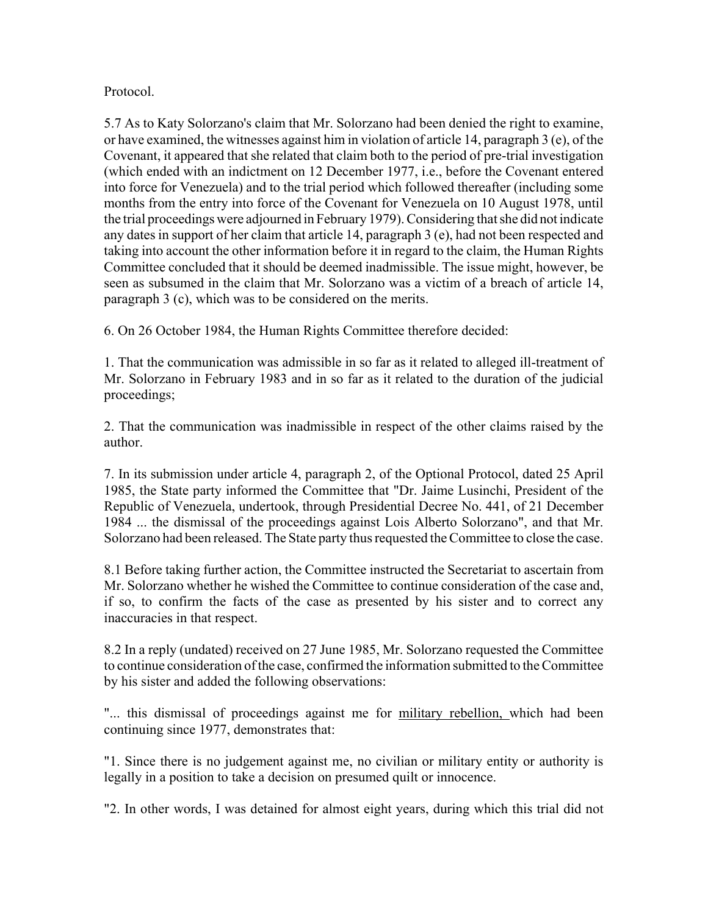Protocol.

5.7 As to Katy Solorzano's claim that Mr. Solorzano had been denied the right to examine, or have examined, the witnesses against him in violation of article 14, paragraph 3 (e), of the Covenant, it appeared that she related that claim both to the period of pre-trial investigation (which ended with an indictment on 12 December 1977, i.e., before the Covenant entered into force for Venezuela) and to the trial period which followed thereafter (including some months from the entry into force of the Covenant for Venezuela on 10 August 1978, until the trial proceedings were adjourned in February 1979). Considering that she did not indicate any dates in support of her claim that article 14, paragraph 3 (e), had not been respected and taking into account the other information before it in regard to the claim, the Human Rights Committee concluded that it should be deemed inadmissible. The issue might, however, be seen as subsumed in the claim that Mr. Solorzano was a victim of a breach of article 14, paragraph 3 (c), which was to be considered on the merits.

6. On 26 October 1984, the Human Rights Committee therefore decided:

1. That the communication was admissible in so far as it related to alleged ill-treatment of Mr. Solorzano in February 1983 and in so far as it related to the duration of the judicial proceedings;

2. That the communication was inadmissible in respect of the other claims raised by the author.

7. In its submission under article 4, paragraph 2, of the Optional Protocol, dated 25 April 1985, the State party informed the Committee that "Dr. Jaime Lusinchi, President of the Republic of Venezuela, undertook, through Presidential Decree No. 441, of 21 December 1984 ... the dismissal of the proceedings against Lois Alberto Solorzano", and that Mr. Solorzano had been released. The State party thus requested the Committee to close the case.

8.1 Before taking further action, the Committee instructed the Secretariat to ascertain from Mr. Solorzano whether he wished the Committee to continue consideration of the case and, if so, to confirm the facts of the case as presented by his sister and to correct any inaccuracies in that respect.

8.2 In a reply (undated) received on 27 June 1985, Mr. Solorzano requested the Committee to continue consideration of the case, confirmed the information submitted to the Committee by his sister and added the following observations:

"... this dismissal of proceedings against me for <u>military rebellion,</u> which had been continuing since 1977, demonstrates that:

"1. Since there is no judgement against me, no civilian or military entity or authority is legally in a position to take a decision on presumed quilt or innocence.

"2. In other words, I was detained for almost eight years, during which this trial did not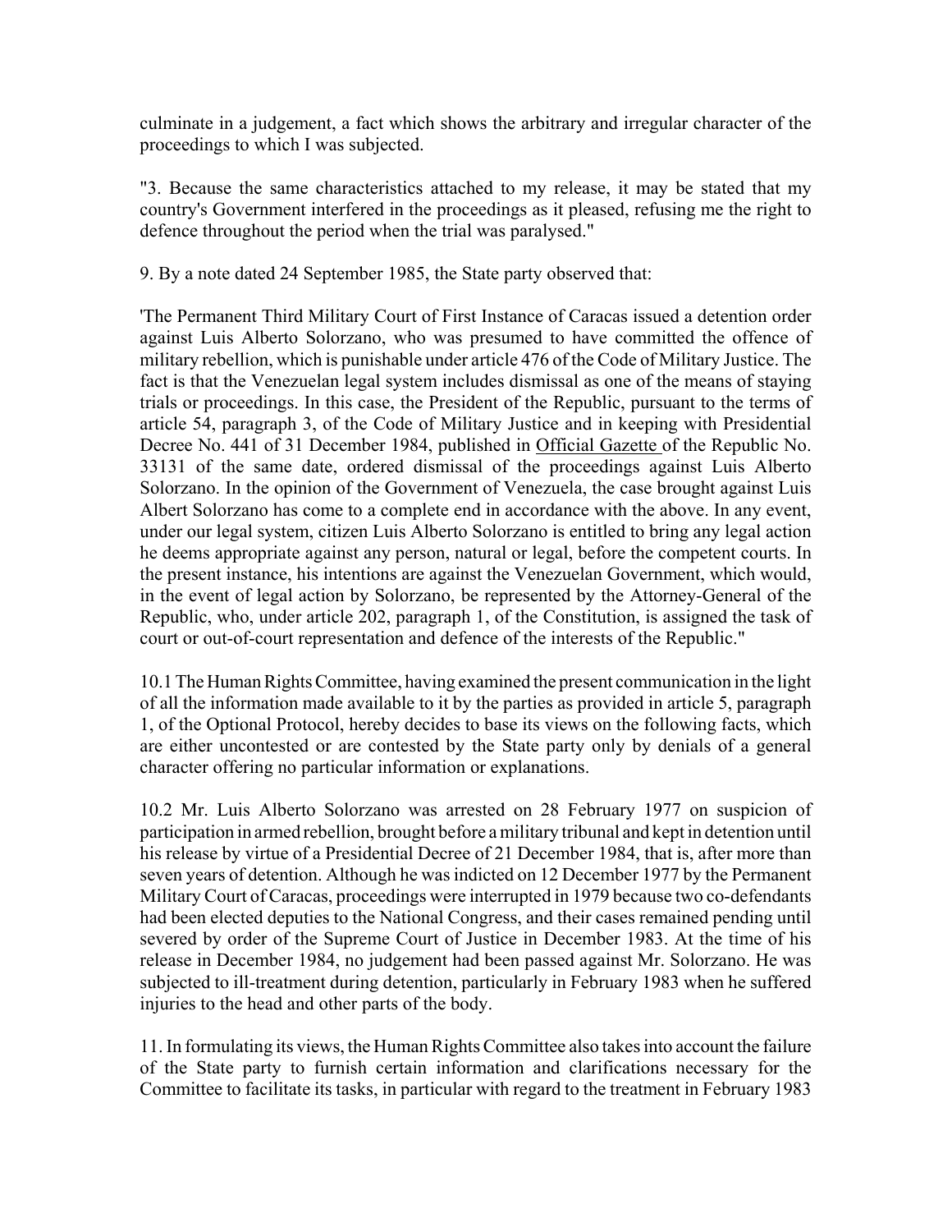culminate in a judgement, a fact which shows the arbitrary and irregular character of the proceedings to which I was subjected.

"3. Because the same characteristics attached to my release, it may be stated that my country's Government interfered in the proceedings as it pleased, refusing me the right to defence throughout the period when the trial was paralysed."

9. By a note dated 24 September 1985, the State party observed that:

'The Permanent Third Military Court of First Instance of Caracas issued a detention order against Luis Alberto Solorzano, who was presumed to have committed the offence of military rebellion, which is punishable under article 476 of the Code of Military Justice. The fact is that the Venezuelan legal system includes dismissal as one of the means of staying trials or proceedings. In this case, the President of the Republic, pursuant to the terms of article 54, paragraph 3, of the Code of Military Justice and in keeping with Presidential Decree No. 441 of 31 December 1984, published in Official Gazette of the Republic No. 33131 of the same date, ordered dismissal of the proceedings against Luis Alberto Solorzano. In the opinion of the Government of Venezuela, the case brought against Luis Albert Solorzano has come to a complete end in accordance with the above. In any event, under our legal system, citizen Luis Alberto Solorzano is entitled to bring any legal action he deems appropriate against any person, natural or legal, before the competent courts. In the present instance, his intentions are against the Venezuelan Government, which would, in the event of legal action by Solorzano, be represented by the Attorney-General of the Republic, who, under article 202, paragraph 1, of the Constitution, is assigned the task of court or out-of-court representation and defence of the interests of the Republic."

10.1 The Human Rights Committee, having examined the present communication in the light of all the information made available to it by the parties as provided in article 5, paragraph 1, of the Optional Protocol, hereby decides to base its views on the following facts, which are either uncontested or are contested by the State party only by denials of a general character offering no particular information or explanations.

10.2 Mr. Luis Alberto Solorzano was arrested on 28 February 1977 on suspicion of participation in armed rebellion, brought before a military tribunal and kept in detention until his release by virtue of a Presidential Decree of 21 December 1984, that is, after more than seven years of detention. Although he was indicted on 12 December 1977 by the Permanent Military Court of Caracas, proceedings were interrupted in 1979 because two co-defendants had been elected deputies to the National Congress, and their cases remained pending until severed by order of the Supreme Court of Justice in December 1983. At the time of his release in December 1984, no judgement had been passed against Mr. Solorzano. He was subjected to ill-treatment during detention, particularly in February 1983 when he suffered injuries to the head and other parts of the body.

11. In formulating its views, the Human Rights Committee also takes into account the failure of the State party to furnish certain information and clarifications necessary for the Committee to facilitate its tasks, in particular with regard to the treatment in February 1983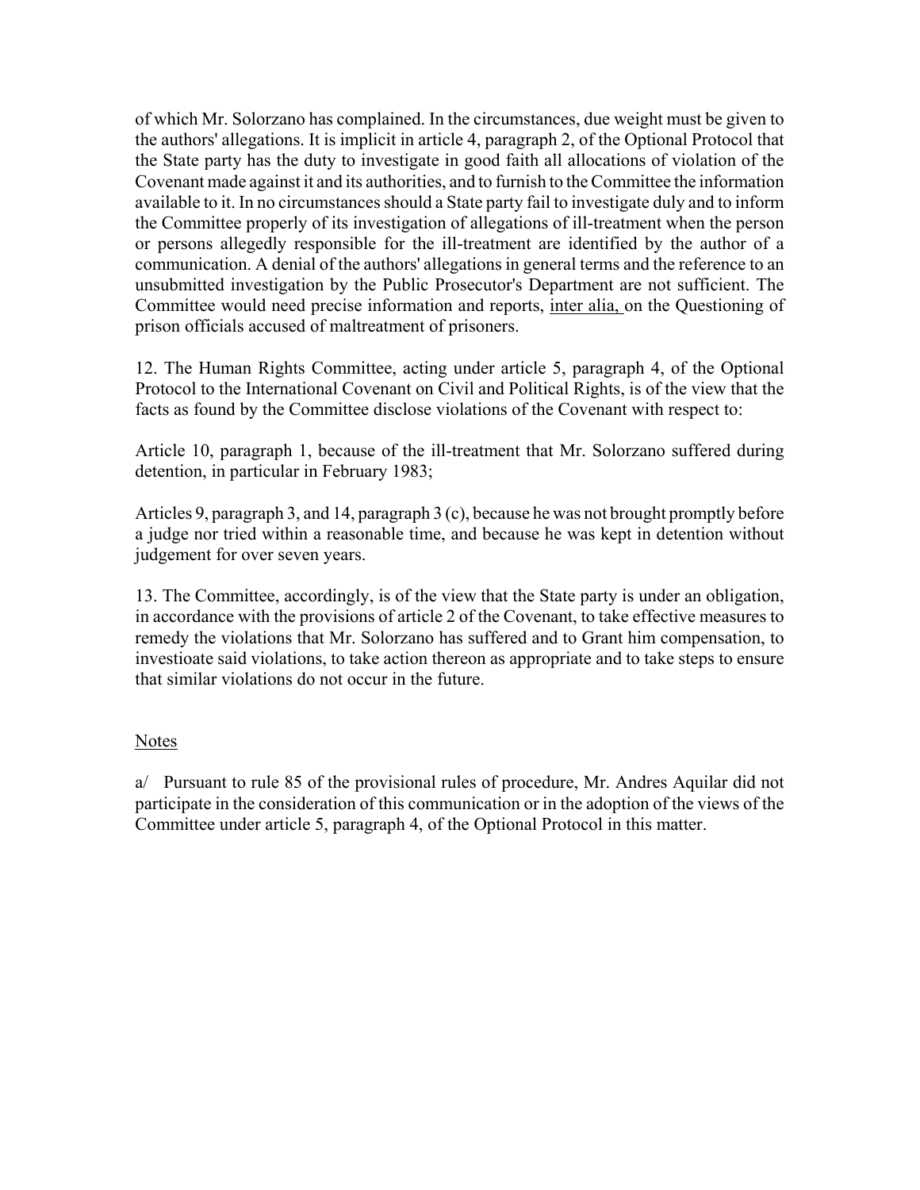of which Mr. Solorzano has complained. In the circumstances, due weight must be given to the authors' allegations. It is implicit in article 4, paragraph 2, of the Optional Protocol that the State party has the duty to investigate in good faith all allocations of violation of the Covenant made against it and its authorities, and to furnish to the Committee the information available to it. In no circumstances should a State party fail to investigate duly and to inform the Committee properly of its investigation of allegations of ill-treatment when the person or persons allegedly responsible for the ill-treatment are identified by the author of a communication. A denial of the authors' allegations in general terms and the reference to an unsubmitted investigation by the Public Prosecutor's Department are not sufficient. The Committee would need precise information and reports, inter alia, on the Questioning of prison officials accused of maltreatment of prisoners.

12. The Human Rights Committee, acting under article 5, paragraph 4, of the Optional Protocol to the International Covenant on Civil and Political Rights, is of the view that the facts as found by the Committee disclose violations of the Covenant with respect to:

Article 10, paragraph 1, because of the ill-treatment that Mr. Solorzano suffered during detention, in particular in February 1983;

Articles 9, paragraph 3, and 14, paragraph 3 (c), because he was not brought promptly before a judge nor tried within a reasonable time, and because he was kept in detention without judgement for over seven years.

13. The Committee, accordingly, is of the view that the State party is under an obligation, in accordance with the provisions of article 2 of the Covenant, to take effective measures to remedy the violations that Mr. Solorzano has suffered and to Grant him compensation, to investioate said violations, to take action thereon as appropriate and to take steps to ensure that similar violations do not occur in the future.

Notes

a/ Pursuant to rule 85 of the provisional rules of procedure, Mr. Andres Aquilar did not participate in the consideration of this communication or in the adoption of the views of the Committee under article 5, paragraph 4, of the Optional Protocol in this matter.